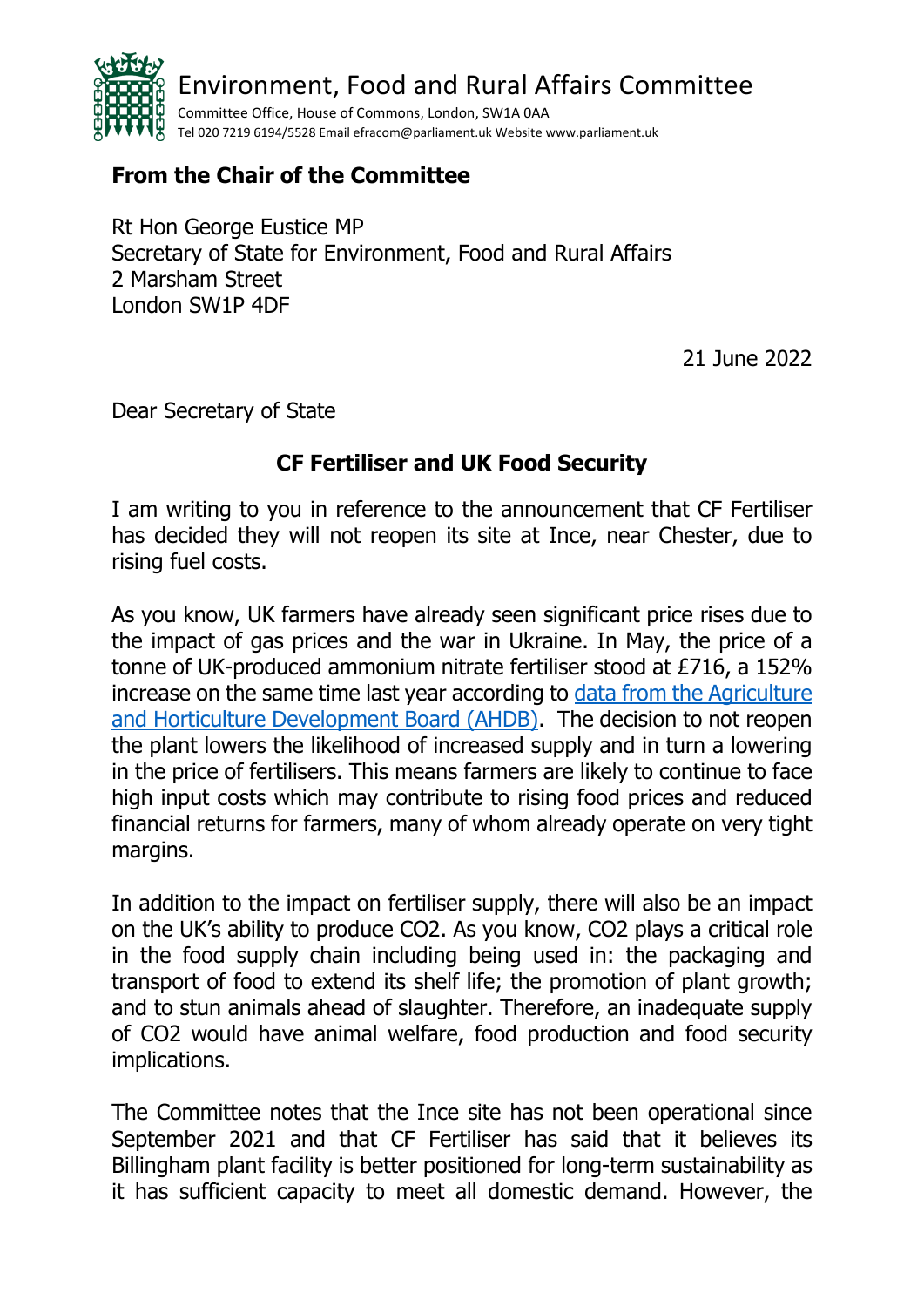Environment, Food and Rural Affairs Committee

Committee Office, House of Commons, London, SW1A 0AA
Tel 020 7219 6194/5528 Email efracom@parliament.uk Website www.parliament.uk

**From the Chair of the Committee**

Rt Hon George Eustice MP
Secretary of State for Environment, Food and Rural Affairs
2 Marsham Street
London SW1P 4DF

21 June 2022

Dear Secretary of State

**CF Fertiliser and UK Food Security**

I am writing to you in reference to the announcement that CF Fertiliser has decided they will not reopen its site at Ince, near Chester, due to rising fuel costs.

As you know, UK farmers have already seen significant price rises due to the impact of gas prices and the war in Ukraine. In May, the price of a tonne of UK-produced ammonium nitrate fertiliser stood at £716, a 152% increase on the same time last year according to [data from the Agriculture and Horticulture Development Board (AHDB)](). The decision to not reopen the plant lowers the likelihood of increased supply and in turn a lowering in the price of fertilisers. This means farmers are likely to continue to face high input costs which may contribute to rising food prices and reduced financial returns for farmers, many of whom already operate on very tight margins.

In addition to the impact on fertiliser supply, there will also be an impact on the UK's ability to produce $CO_2$. As you know, $CO_2$ plays a critical role in the food supply chain including being used in: the packaging and transport of food to extend its shelf life; the promotion of plant growth; and to stun animals ahead of slaughter. Therefore, an inadequate supply of $CO_2$ would have animal welfare, food production and food security implications.

The Committee notes that the Ince site has not been operational since September 2021 and that CF Fertiliser has said that it believes its Billingham plant facility is better positioned for long-term sustainability as it has sufficient capacity to meet all domestic demand. However, the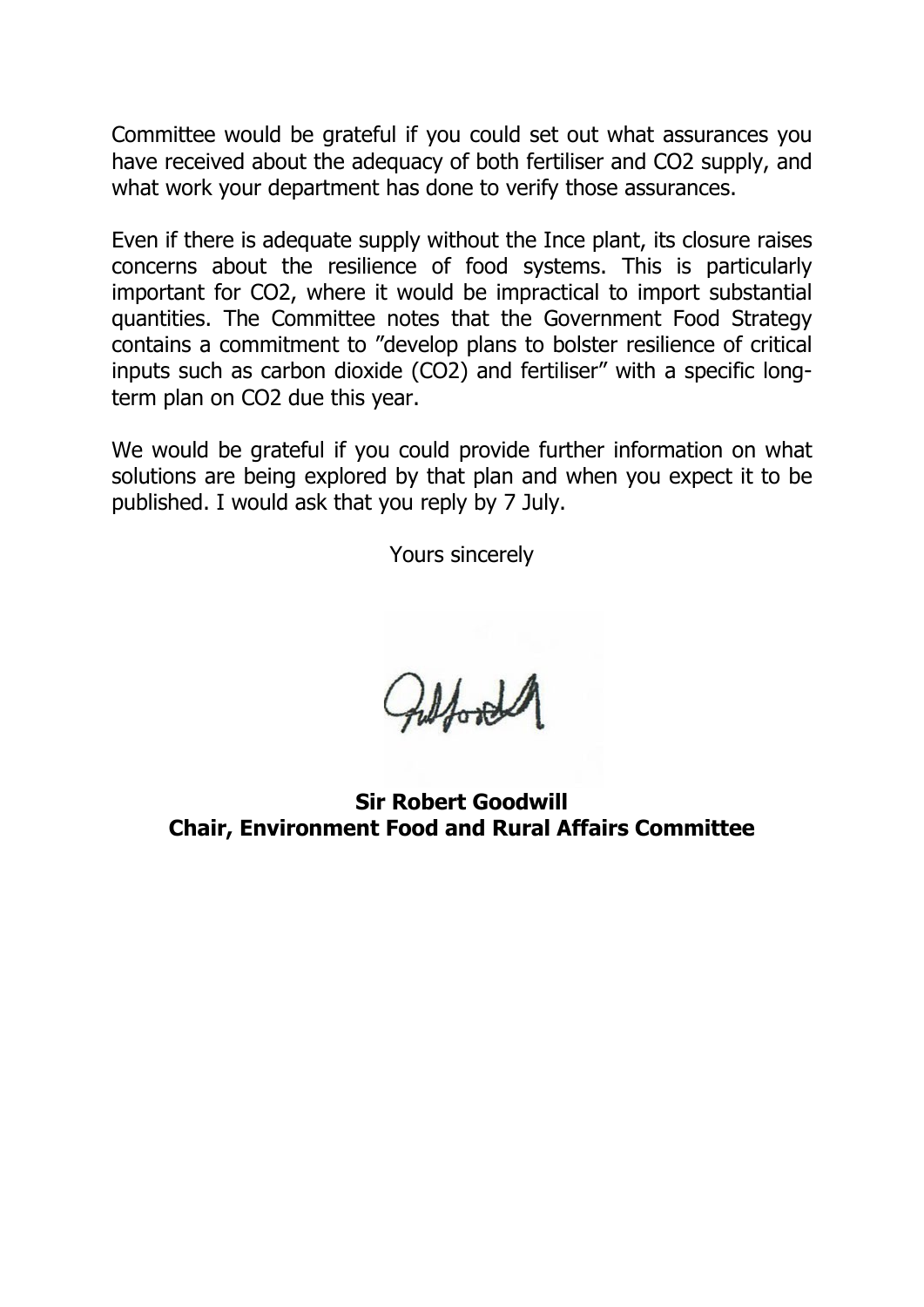Committee would be grateful if you could set out what assurances you have received about the adequacy of both fertiliser and $CO_2$ supply, and what work your department has done to verify those assurances.

Even if there is adequate supply without the Ince plant, its closure raises concerns about the resilience of food systems. This is particularly important for $CO_2$, where it would be impractical to import substantial quantities. The Committee notes that the Government Food Strategy contains a commitment to "develop plans to bolster resilience of critical inputs such as carbon dioxide ($CO_2$) and fertiliser" with a specific long-term plan on $CO_2$ due this year.

We would be grateful if you could provide further information on what solutions are being explored by that plan and when you expect it to be published. I would ask that you reply by 7 July.

Yours sincerely

**Sir Robert Goodwill**
**Chair, Environment Food and Rural Affairs Committee**